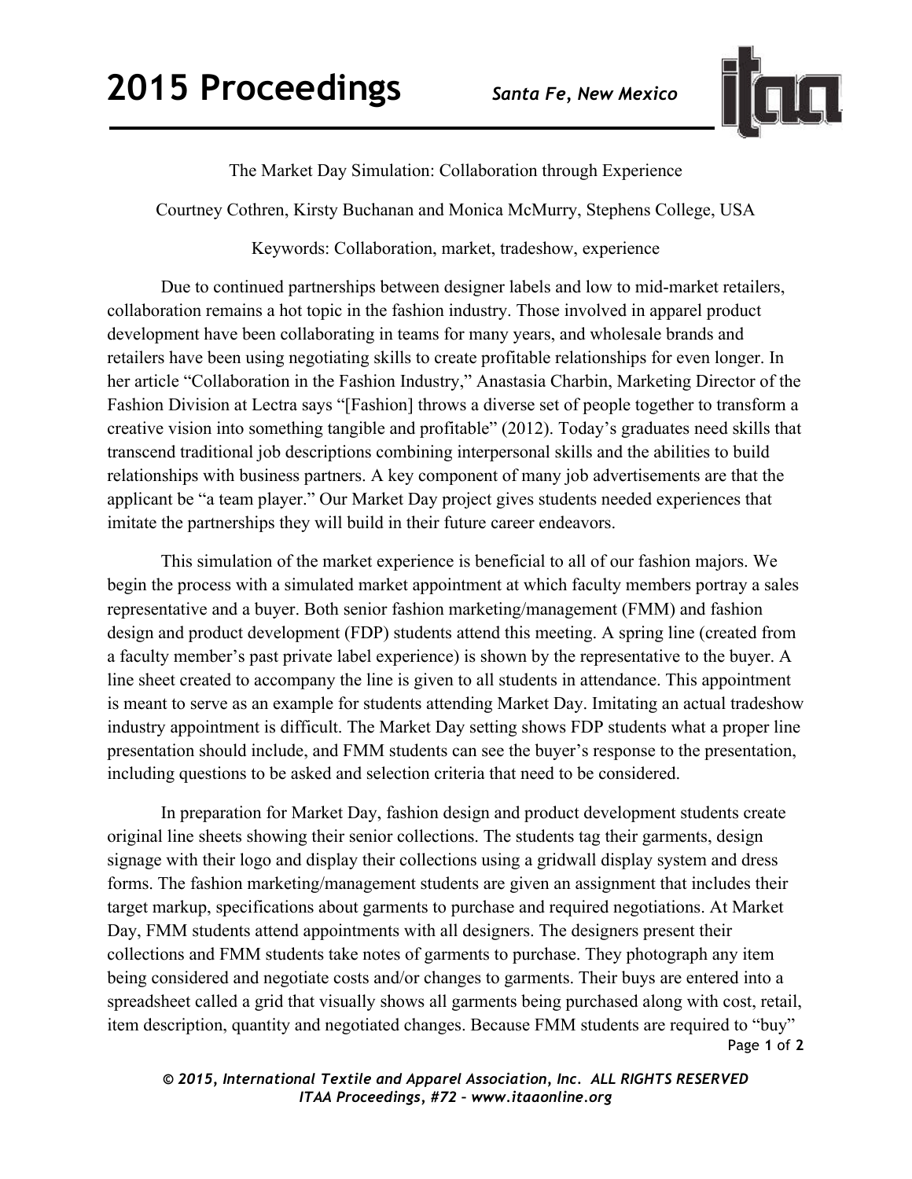# The Market Day Simulation: Collaboration through Experience

Courtney Cothren, Kirsty Buchanan and Monica McMurry, Stephens College, USA

Keywords: Collaboration, market, tradeshow, experience

Due to continued partnerships between designer labels and low to mid-market retailers, collaboration remains a hot topic in the fashion industry. Those involved in apparel product development have been collaborating in teams for many years, and wholesale brands and retailers have been using negotiating skills to create profitable relationships for even longer. In her article "Collaboration in the Fashion Industry," Anastasia Charbin, Marketing Director of the Fashion Division at Lectra says "[Fashion] throws a diverse set of people together to transform a creative vision into something tangible and profitable" (2012). Today's graduates need skills that transcend traditional job descriptions combining interpersonal skills and the abilities to build relationships with business partners. A key component of many job advertisements are that the applicant be "a team player." Our Market Day project gives students needed experiences that imitate the partnerships they will build in their future career endeavors.

This simulation of the market experience is beneficial to all of our fashion majors. We begin the process with a simulated market appointment at which faculty members portray a sales representative and a buyer. Both senior fashion marketing/management (FMM) and fashion design and product development (FDP) students attend this meeting. A spring line (created from a faculty member's past private label experience) is shown by the representative to the buyer. A line sheet created to accompany the line is given to all students in attendance. This appointment is meant to serve as an example for students attending Market Day. Imitating an actual tradeshow industry appointment is difficult. The Market Day setting shows FDP students what a proper line presentation should include, and FMM students can see the buyer's response to the presentation, including questions to be asked and selection criteria that need to be considered.

In preparation for Market Day, fashion design and product development students create original line sheets showing their senior collections. The students tag their garments, design signage with their logo and display their collections using a gridwall display system and dress forms. The fashion marketing/management students are given an assignment that includes their target markup, specifications about garments to purchase and required negotiations. At Market Day, FMM students attend appointments with all designers. The designers present their collections and FMM students take notes of garments to purchase. They photograph any item being considered and negotiate costs and/or changes to garments. Their buys are entered into a spreadsheet called a grid that visually shows all garments being purchased along with cost, retail, item description, quantity and negotiated changes. Because FMM students are required to "buy"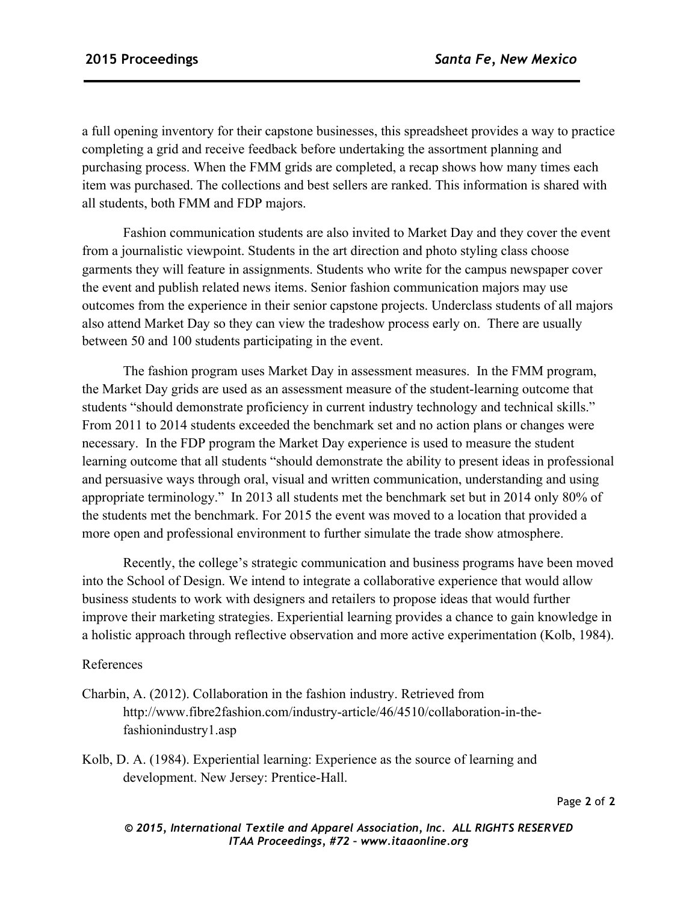a full opening inventory for their capstone businesses, this spreadsheet provides a way to practice completing a grid and receive feedback before undertaking the assortment planning and purchasing process. When the FMM grids are completed, a recap shows how many times each item was purchased. The collections and best sellers are ranked. This information is shared with all students, both FMM and FDP majors.

Fashion communication students are also invited to Market Day and they cover the event from a journalistic viewpoint. Students in the art direction and photo styling class choose garments they will feature in assignments. Students who write for the campus newspaper cover the event and publish related news items. Senior fashion communication majors may use outcomes from the experience in their senior capstone projects. Underclass students of all majors also attend Market Day so they can view the tradeshow process early on. There are usually between 50 and 100 students participating in the event.

The fashion program uses Market Day in assessment measures. In the FMM program, the Market Day grids are used as an assessment measure of the student-learning outcome that students "should demonstrate proficiency in current industry technology and technical skills." From 2011 to 2014 students exceeded the benchmark set and no action plans or changes were necessary. In the FDP program the Market Day experience is used to measure the student learning outcome that all students "should demonstrate the ability to present ideas in professional and persuasive ways through oral, visual and written communication, understanding and using appropriate terminology." In 2013 all students met the benchmark set but in 2014 only 80% of the students met the benchmark. For 2015 the event was moved to a location that provided a more open and professional environment to further simulate the trade show atmosphere.

Recently, the college's strategic communication and business programs have been moved into the School of Design. We intend to integrate a collaborative experience that would allow business students to work with designers and retailers to propose ideas that would further improve their marketing strategies. Experiential learning provides a chance to gain knowledge in a holistic approach through reflective observation and more active experimentation (Kolb, 1984).

References

Charbin, A. (2012). Collaboration in the fashion industry. Retrieved from http://www.fibre2fashion.com/industry-article/46/4510/collaboration-in-the-fashionindustry1.asp

Kolb, D. A. (1984). Experiential learning: Experience as the source of learning and development. New Jersey: Prentice-Hall.